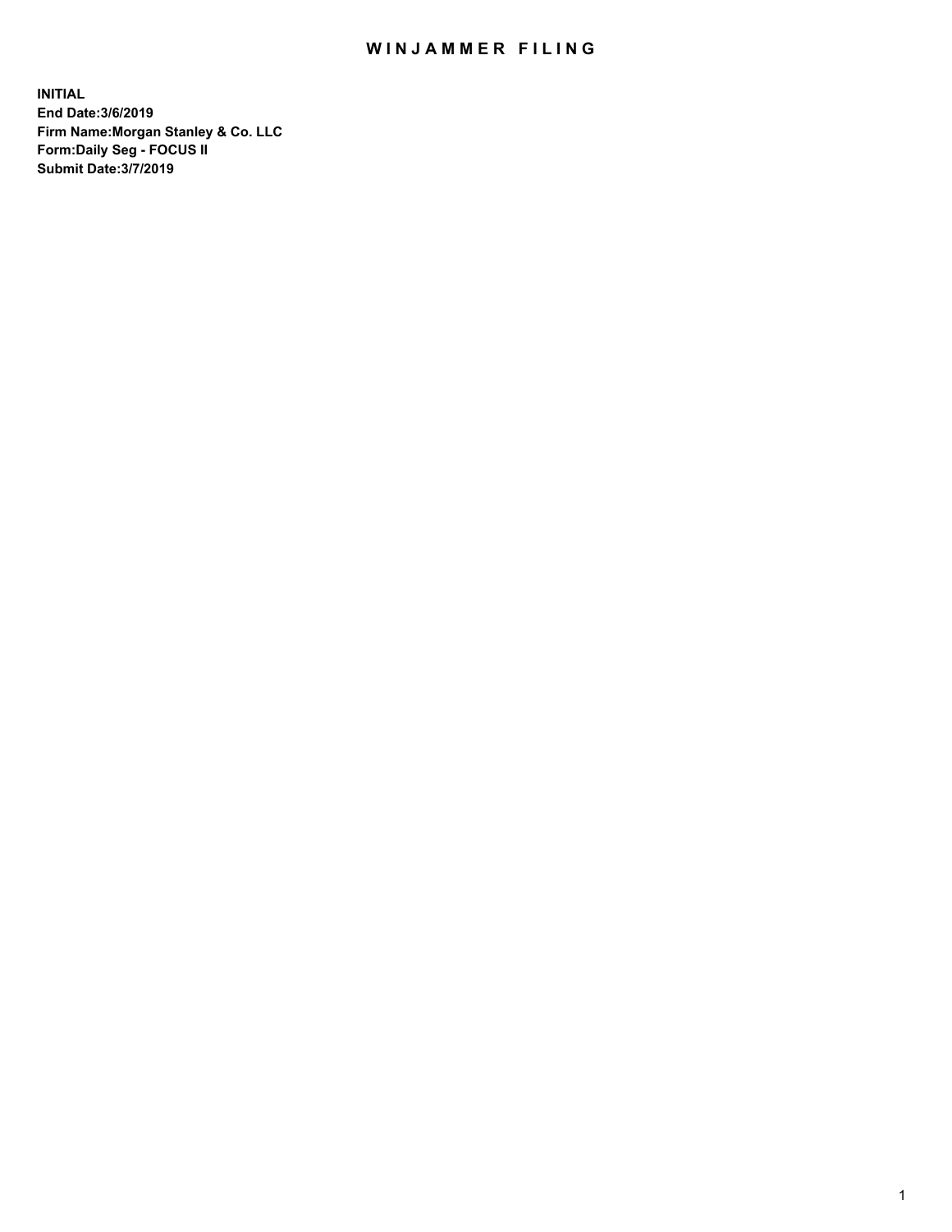# WINJAMMER FILING

**INITIAL**
**End Date:3/6/2019**
**Firm Name:Morgan Stanley & Co. LLC**
**Form:Daily Seg - FOCUS II**
**Submit Date:3/7/2019**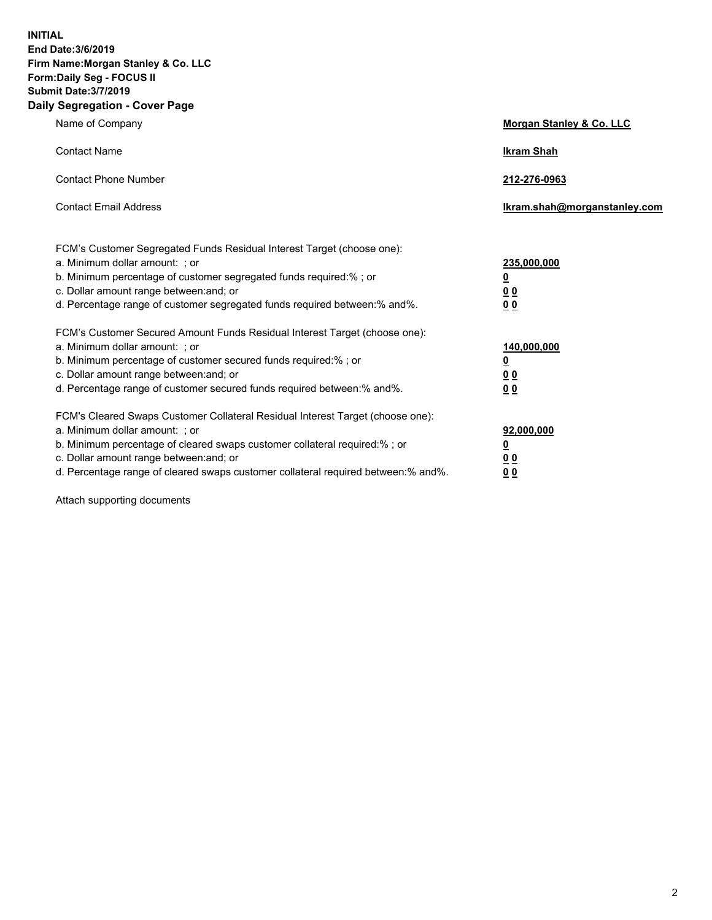**INITIAL**
**End Date:3/6/2019**
**Firm Name:Morgan Stanley & Co. LLC**
**Form:Daily Seg - FOCUS II**
**Submit Date:3/7/2019**

## Daily Segregation - Cover Page

| | |
|---|---|
| Name of Company | **Morgan Stanley & Co. LLC** |
| Contact Name | **Ikram Shah** |
| Contact Phone Number | **212-276-0963** |
| Contact Email Address | **Ikram.shah@morganstanley.com** |

| | |
|---|---|
| FCM's Customer Segregated Funds Residual Interest Target (choose one): | |
| a. Minimum dollar amount: ; or | **235,000,000** |
| b. Minimum percentage of customer segregated funds required:% ; or | **0** |
| c. Dollar amount range between:and; or | **0 0** |
| d. Percentage range of customer segregated funds required between:% and%. | **0 0** |
| FCM's Customer Secured Amount Funds Residual Interest Target (choose one): | |
| a. Minimum dollar amount: ; or | **140,000,000** |
| b. Minimum percentage of customer secured funds required:% ; or | **0** |
| c. Dollar amount range between:and; or | **0 0** |
| d. Percentage range of customer secured funds required between:% and%. | **0 0** |
| FCM's Cleared Swaps Customer Collateral Residual Interest Target (choose one): | |
| a. Minimum dollar amount: ; or | **92,000,000** |
| b. Minimum percentage of cleared swaps customer collateral required:% ; or | **0** |
| c. Dollar amount range between:and; or | **0 0** |
| d. Percentage range of cleared swaps customer collateral required between:% and%. | **0 0** |

Attach supporting documents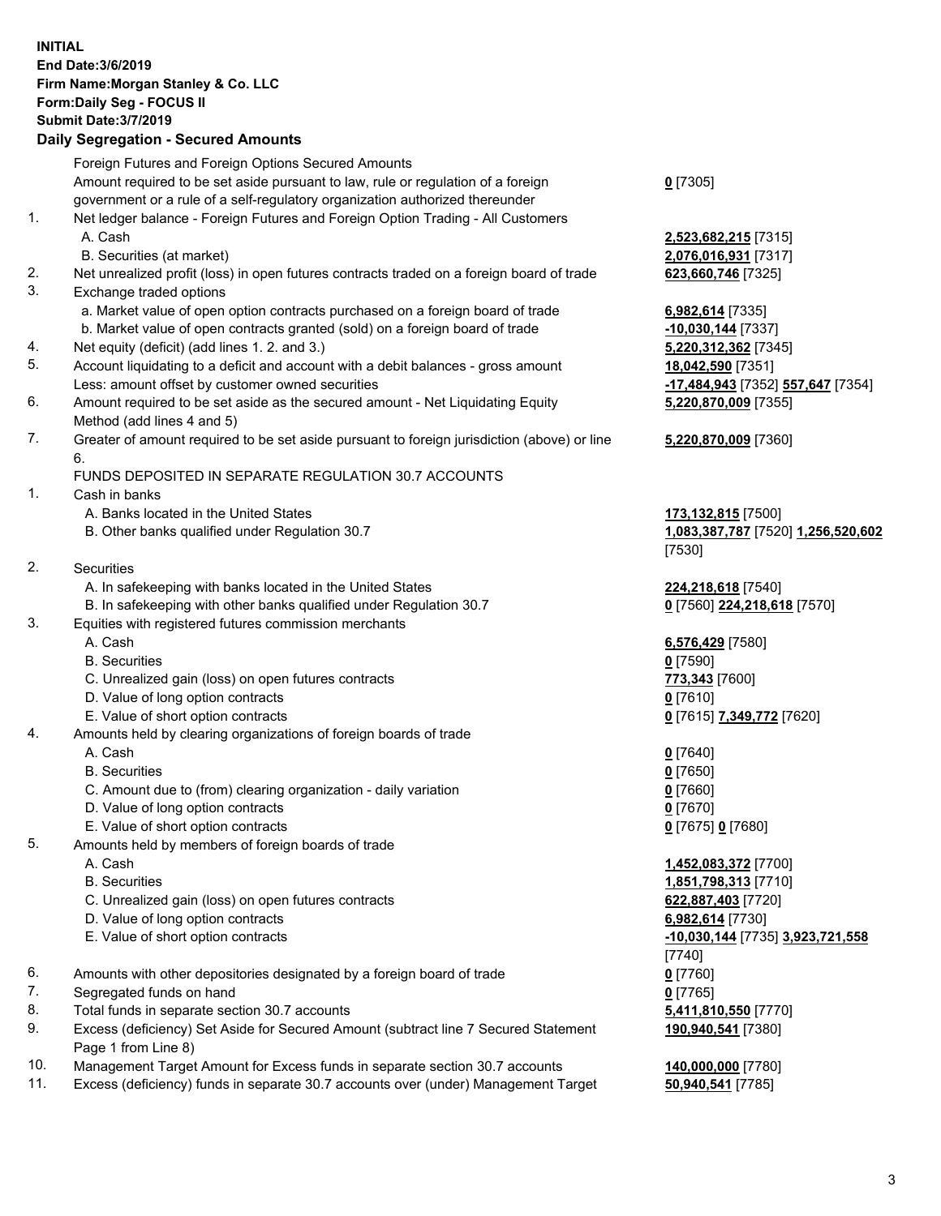**INITIAL**
**End Date:3/6/2019**
**Firm Name:Morgan Stanley & Co. LLC**
**Form:Daily Seg - FOCUS II**
**Submit Date:3/7/2019**

### Daily Segregation - Secured Amounts

| | | |
|---|---|---|
| | Foreign Futures and Foreign Options Secured Amounts | |
| | Amount required to be set aside pursuant to law, rule or regulation of a foreign government or a rule of a self-regulatory organization authorized thereunder | **0** [7305] |
| 1. | Net ledger balance - Foreign Futures and Foreign Option Trading - All Customers | |
| | A. Cash | **2,523,682,215** [7315] |
| | B. Securities (at market) | **2,076,016,931** [7317] |
| 2. | Net unrealized profit (loss) in open futures contracts traded on a foreign board of trade | **623,660,746** [7325] |
| 3. | Exchange traded options | |
| | a. Market value of open option contracts purchased on a foreign board of trade | **6,982,614** [7335] |
| | b. Market value of open contracts granted (sold) on a foreign board of trade | **-10,030,144** [7337] |
| 4. | Net equity (deficit) (add lines 1. 2. and 3.) | **5,220,312,362** [7345] |
| 5. | Account liquidating to a deficit and account with a debit balances - gross amount | **18,042,590** [7351] |
| | Less: amount offset by customer owned securities | **-17,484,943** [7352] **557,647** [7354] |
| 6. | Amount required to be set aside as the secured amount - Net Liquidating Equity Method (add lines 4 and 5) | **5,220,870,009** [7355] |
| 7. | Greater of amount required to be set aside pursuant to foreign jurisdiction (above) or line 6. | **5,220,870,009** [7360] |
| | FUNDS DEPOSITED IN SEPARATE REGULATION 30.7 ACCOUNTS | |
| 1. | Cash in banks | |
| | A. Banks located in the United States | **173,132,815** [7500] |
| | B. Other banks qualified under Regulation 30.7 | **1,083,387,787** [7520] **1,256,520,602** [7530] |
| 2. | Securities | |
| | A. In safekeeping with banks located in the United States | **224,218,618** [7540] |
| | B. In safekeeping with other banks qualified under Regulation 30.7 | **0** [7560] **224,218,618** [7570] |
| 3. | Equities with registered futures commission merchants | |
| | A. Cash | **6,576,429** [7580] |
| | B. Securities | **0** [7590] |
| | C. Unrealized gain (loss) on open futures contracts | **773,343** [7600] |
| | D. Value of long option contracts | **0** [7610] |
| | E. Value of short option contracts | **0** [7615] **7,349,772** [7620] |
| 4. | Amounts held by clearing organizations of foreign boards of trade | |
| | A. Cash | **0** [7640] |
| | B. Securities | **0** [7650] |
| | C. Amount due to (from) clearing organization - daily variation | **0** [7660] |
| | D. Value of long option contracts | **0** [7670] |
| | E. Value of short option contracts | **0** [7675] **0** [7680] |
| 5. | Amounts held by members of foreign boards of trade | |
| | A. Cash | **1,452,083,372** [7700] |
| | B. Securities | **1,851,798,313** [7710] |
| | C. Unrealized gain (loss) on open futures contracts | **622,887,403** [7720] |
| | D. Value of long option contracts | **6,982,614** [7730] |
| | E. Value of short option contracts | **-10,030,144** [7735] **3,923,721,558** [7740] |
| 6. | Amounts with other depositories designated by a foreign board of trade | **0** [7760] |
| 7. | Segregated funds on hand | **0** [7765] |
| 8. | Total funds in separate section 30.7 accounts | **5,411,810,550** [7770] |
| 9. | Excess (deficiency) Set Aside for Secured Amount (subtract line 7 Secured Statement Page 1 from Line 8) | **190,940,541** [7380] |
| 10. | Management Target Amount for Excess funds in separate section 30.7 accounts | **140,000,000** [7780] |
| 11. | Excess (deficiency) funds in separate 30.7 accounts over (under) Management Target | **50,940,541** [7785] |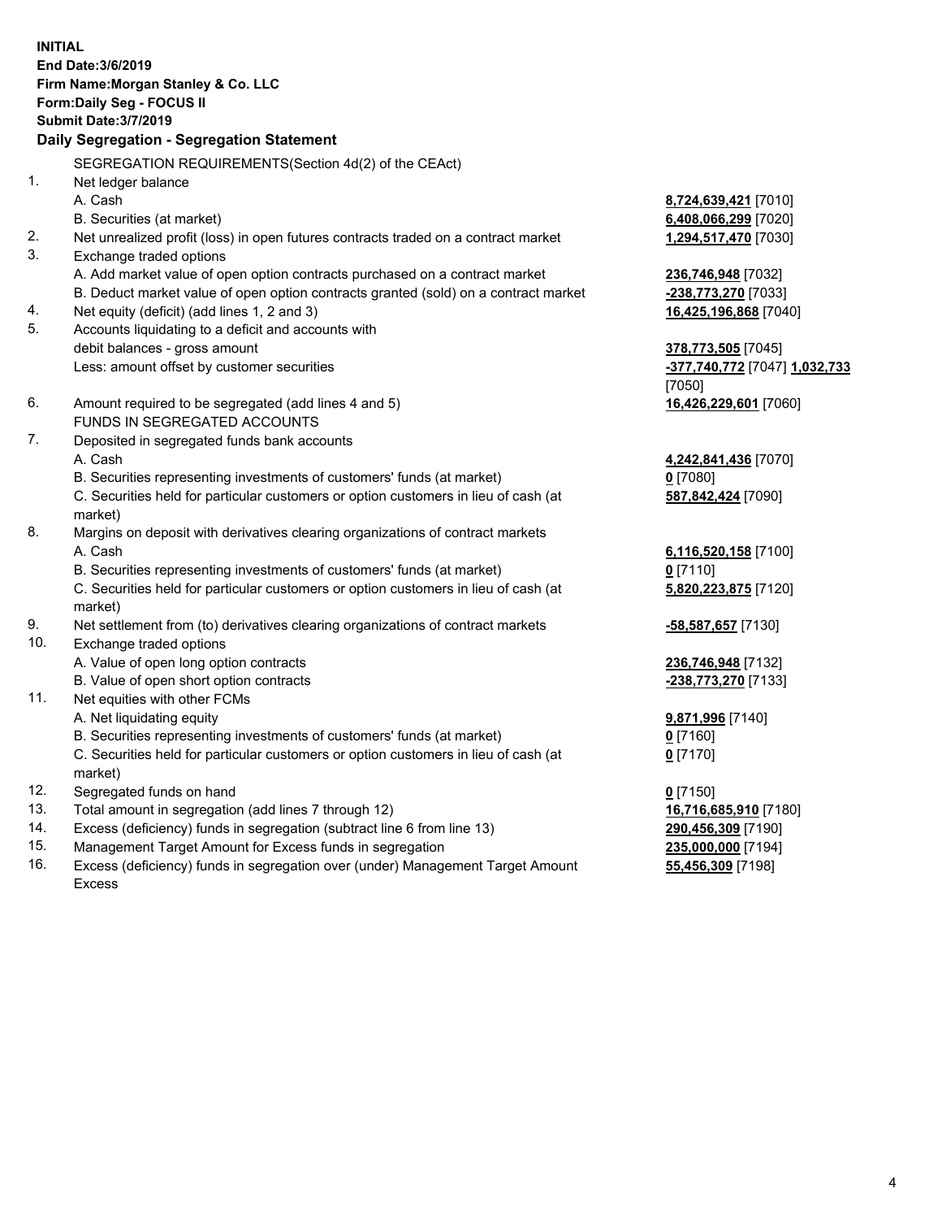**INITIAL**
**End Date:3/6/2019**
**Firm Name:Morgan Stanley & Co. LLC**
**Form:Daily Seg - FOCUS II**
**Submit Date:3/7/2019**

## Daily Segregation - Segregation Statement

SEGREGATION REQUIREMENTS(Section 4d(2) of the CEAct)

| | | |
|---|---|---|
| 1. | Net ledger balance | |
| | A. Cash | **8,724,639,421** [7010] |
| | B. Securities (at market) | **6,408,066,299** [7020] |
| 2. | Net unrealized profit (loss) in open futures contracts traded on a contract market | **1,294,517,470** [7030] |
| 3. | Exchange traded options | |
| | A. Add market value of open option contracts purchased on a contract market | **236,746,948** [7032] |
| | B. Deduct market value of open option contracts granted (sold) on a contract market | **-238,773,270** [7033] |
| 4. | Net equity (deficit) (add lines 1, 2 and 3) | **16,425,196,868** [7040] |
| 5. | Accounts liquidating to a deficit and accounts with debit balances - gross amount | **378,773,505** [7045] |
| | Less: amount offset by customer securities | **-377,740,772** [7047] **1,032,733** [7050] |
| 6. | Amount required to be segregated (add lines 4 and 5) | **16,426,229,601** [7060] |
| | FUNDS IN SEGREGATED ACCOUNTS | |
| 7. | Deposited in segregated funds bank accounts | |
| | A. Cash | **4,242,841,436** [7070] |
| | B. Securities representing investments of customers' funds (at market) | **0** [7080] |
| | C. Securities held for particular customers or option customers in lieu of cash (at market) | **587,842,424** [7090] |
| 8. | Margins on deposit with derivatives clearing organizations of contract markets | |
| | A. Cash | **6,116,520,158** [7100] |
| | B. Securities representing investments of customers' funds (at market) | **0** [7110] |
| | C. Securities held for particular customers or option customers in lieu of cash (at market) | **5,820,223,875** [7120] |
| 9. | Net settlement from (to) derivatives clearing organizations of contract markets | **-58,587,657** [7130] |
| 10. | Exchange traded options | |
| | A. Value of open long option contracts | **236,746,948** [7132] |
| | B. Value of open short option contracts | **-238,773,270** [7133] |
| 11. | Net equities with other FCMs | |
| | A. Net liquidating equity | **9,871,996** [7140] |
| | B. Securities representing investments of customers' funds (at market) | **0** [7160] |
| | C. Securities held for particular customers or option customers in lieu of cash (at market) | **0** [7170] |
| 12. | Segregated funds on hand | **0** [7150] |
| 13. | Total amount in segregation (add lines 7 through 12) | **16,716,685,910** [7180] |
| 14. | Excess (deficiency) funds in segregation (subtract line 6 from line 13) | **290,456,309** [7190] |
| 15. | Management Target Amount for Excess funds in segregation | **235,000,000** [7194] |
| 16. | Excess (deficiency) funds in segregation over (under) Management Target Amount Excess | **55,456,309** [7198] |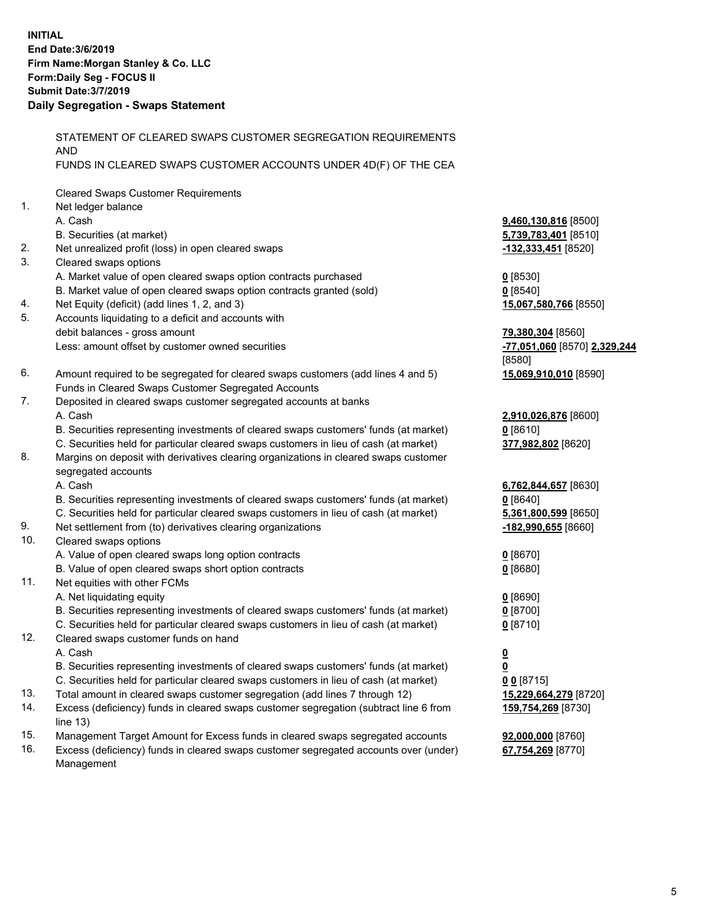**INITIAL**
**End Date:3/6/2019**
**Firm Name:Morgan Stanley & Co. LLC**
**Form:Daily Seg - FOCUS II**
**Submit Date:3/7/2019**
**Daily Segregation - Swaps Statement**

STATEMENT OF CLEARED SWAPS CUSTOMER SEGREGATION REQUIREMENTS AND FUNDS IN CLEARED SWAPS CUSTOMER ACCOUNTS UNDER 4D(F) OF THE CEA

| | | |
|---|---|---|
| | Cleared Swaps Customer Requirements | |
| 1. | Net ledger balance | |
| | A. Cash | **9,460,130,816** [8500] |
| | B. Securities (at market) | **5,739,783,401** [8510] |
| 2. | Net unrealized profit (loss) in open cleared swaps | **-132,333,451** [8520] |
| 3. | Cleared swaps options | |
| | A. Market value of open cleared swaps option contracts purchased | **0** [8530] |
| | B. Market value of open cleared swaps option contracts granted (sold) | **0** [8540] |
| 4. | Net Equity (deficit) (add lines 1, 2, and 3) | **15,067,580,766** [8550] |
| 5. | Accounts liquidating to a deficit and accounts with debit balances - gross amount | **79,380,304** [8560] |
| | Less: amount offset by customer owned securities | **-77,051,060** [8570] **2,329,244** [8580] |
| 6. | Amount required to be segregated for cleared swaps customers (add lines 4 and 5) | **15,069,910,010** [8590] |
| | Funds in Cleared Swaps Customer Segregated Accounts | |
| 7. | Deposited in cleared swaps customer segregated accounts at banks | |
| | A. Cash | **2,910,026,876** [8600] |
| | B. Securities representing investments of cleared swaps customers' funds (at market) | **0** [8610] |
| | C. Securities held for particular cleared swaps customers in lieu of cash (at market) | **377,982,802** [8620] |
| 8. | Margins on deposit with derivatives clearing organizations in cleared swaps customer segregated accounts | |
| | A. Cash | **6,762,844,657** [8630] |
| | B. Securities representing investments of cleared swaps customers' funds (at market) | **0** [8640] |
| | C. Securities held for particular cleared swaps customers in lieu of cash (at market) | **5,361,800,599** [8650] |
| 9. | Net settlement from (to) derivatives clearing organizations | **-182,990,655** [8660] |
| 10. | Cleared swaps options | |
| | A. Value of open cleared swaps long option contracts | **0** [8670] |
| | B. Value of open cleared swaps short option contracts | **0** [8680] |
| 11. | Net equities with other FCMs | |
| | A. Net liquidating equity | **0** [8690] |
| | B. Securities representing investments of cleared swaps customers' funds (at market) | **0** [8700] |
| | C. Securities held for particular cleared swaps customers in lieu of cash (at market) | **0** [8710] |
| 12. | Cleared swaps customer funds on hand | |
| | A. Cash | **0** |
| | B. Securities representing investments of cleared swaps customers' funds (at market) | **0** |
| | C. Securities held for particular cleared swaps customers in lieu of cash (at market) | **0** **0** [8715] |
| 13. | Total amount in cleared swaps customer segregation (add lines 7 through 12) | **15,229,664,279** [8720] |
| 14. | Excess (deficiency) funds in cleared swaps customer segregation (subtract line 6 from line 13) | **159,754,269** [8730] |
| 15. | Management Target Amount for Excess funds in cleared swaps segregated accounts | **92,000,000** [8760] |
| 16. | Excess (deficiency) funds in cleared swaps customer segregated accounts over (under) Management | **67,754,269** [8770] |